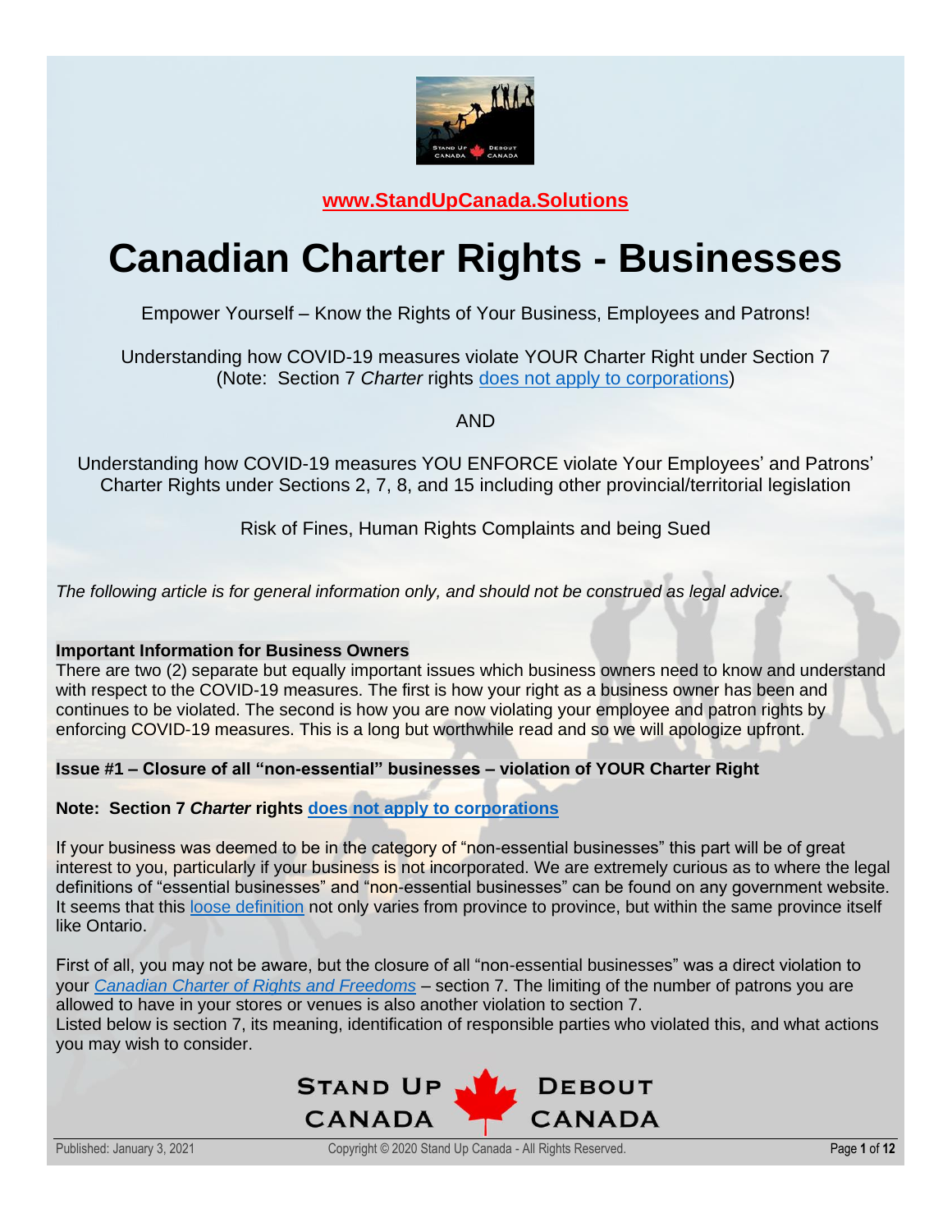**www.StandUpCanada.Solutions**

# Canadian Charter Rights - Businesses

Empower Yourself – Know the Rights of Your Business, Employees and Patrons!

Understanding how COVID-19 measures violate YOUR Charter Right under Section 7 (Note: Section 7 *Charter* rights does not apply to corporations)

AND

Understanding how COVID-19 measures YOU ENFORCE violate Your Employees' and Patrons' Charter Rights under Sections 2, 7, 8, and 15 including other provincial/territorial legislation

Risk of Fines, Human Rights Complaints and being Sued

*The following article is for general information only, and should not be construed as legal advice.*

**Important Information for Business Owners**

There are two (2) separate but equally important issues which business owners need to know and understand with respect to the COVID-19 measures. The first is how your right as a business owner has been and continues to be violated. The second is how you are now violating your employee and patron rights by enforcing COVID-19 measures. This is a long but worthwhile read and so we will apologize upfront.

**Issue #1 – Closure of all "non-essential" businesses – violation of YOUR Charter Right**

**Note: Section 7 *Charter* rights does not apply to corporations**

If your business was deemed to be in the category of "non-essential businesses" this part will be of great interest to you, particularly if your business is not incorporated. We are extremely curious as to where the legal definitions of "essential businesses" and "non-essential businesses" can be found on any government website. It seems that this loose definition not only varies from province to province, but within the same province itself like Ontario.

First of all, you may not be aware, but the closure of all "non-essential businesses" was a direct violation to your *Canadian Charter of Rights and Freedoms* – section 7. The limiting of the number of patrons you are allowed to have in your stores or venues is also another violation to section 7.
Listed below is section 7, its meaning, identification of responsible parties who violated this, and what actions you may wish to consider.

Published: January 3, 2021

Copyright © 2020 Stand Up Canada - All Rights Reserved.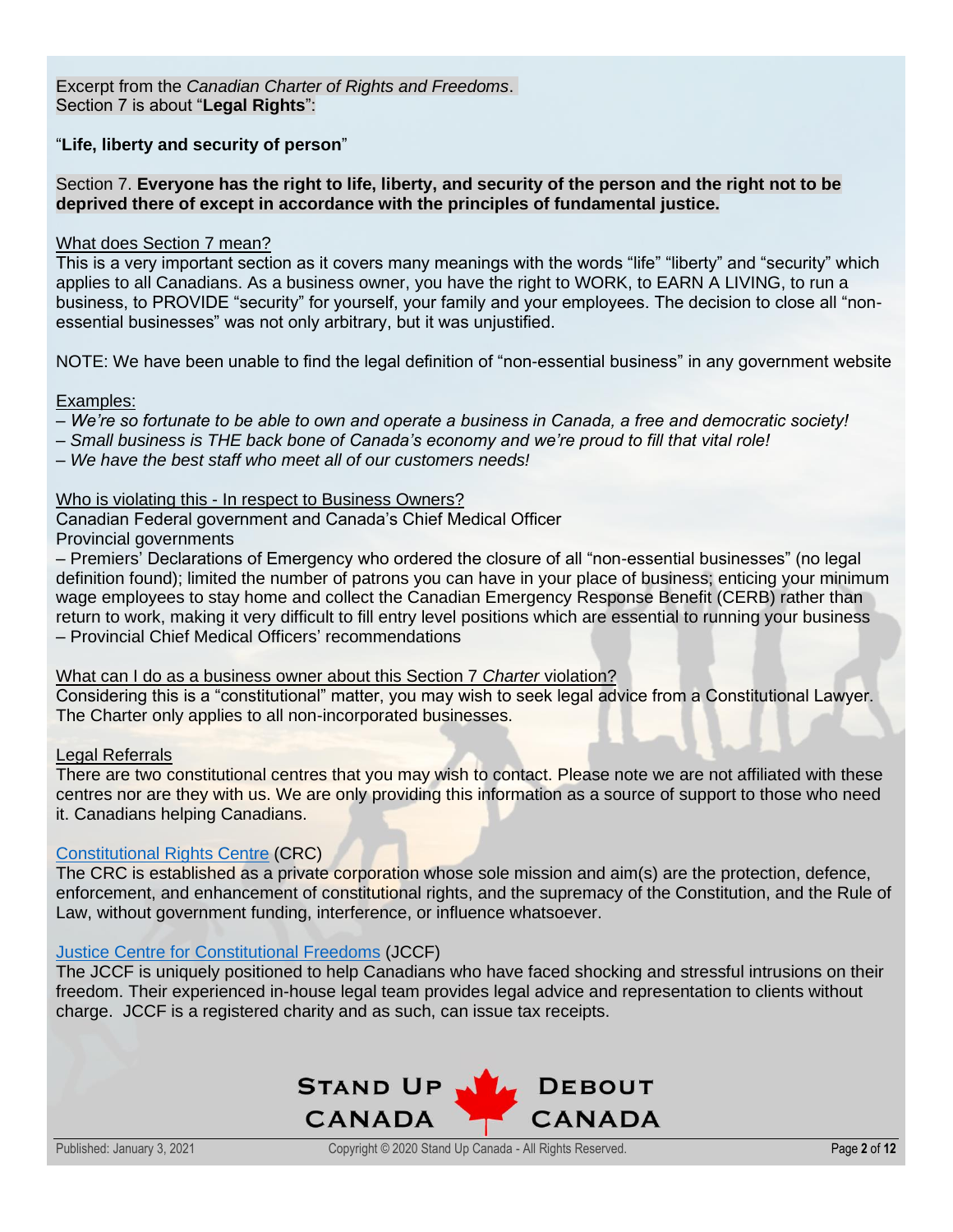Excerpt from the *Canadian Charter of Rights and Freedoms*.
Section 7 is about "**Legal Rights**":

"**Life, liberty and security of person**"

Section 7. **Everyone has the right to life, liberty, and security of the person and the right not to be deprived there of except in accordance with the principles of fundamental justice.**

What does Section 7 mean?

This is a very important section as it covers many meanings with the words "life" "liberty" and "security" which applies to all Canadians. As a business owner, you have the right to WORK, to EARN A LIVING, to run a business, to PROVIDE "security" for yourself, your family and your employees. The decision to close all "non-essential businesses" was not only arbitrary, but it was unjustified.

NOTE: We have been unable to find the legal definition of "non-essential business" in any government website

Examples:

– *We're so fortunate to be able to own and operate a business in Canada, a free and democratic society!*
– *Small business is THE back bone of Canada's economy and we're proud to fill that vital role!*
– *We have the best staff who meet all of our customers needs!*

Who is violating this - In respect to Business Owners?

Canadian Federal government and Canada's Chief Medical Officer
Provincial governments
– Premiers' Declarations of Emergency who ordered the closure of all "non-essential businesses" (no legal definition found); limited the number of patrons you can have in your place of business; enticing your minimum wage employees to stay home and collect the Canadian Emergency Response Benefit (CERB) rather than return to work, making it very difficult to fill entry level positions which are essential to running your business
– Provincial Chief Medical Officers' recommendations

What can I do as a business owner about this Section 7 *Charter* violation?

Considering this is a "constitutional" matter, you may wish to seek legal advice from a Constitutional Lawyer. The Charter only applies to all non-incorporated businesses.

Legal Referrals

There are two constitutional centres that you may wish to contact. Please note we are not affiliated with these centres nor are they with us. We are only providing this information as a source of support to those who need it. Canadians helping Canadians.

Constitutional Rights Centre (CRC)

The CRC is established as a private corporation whose sole mission and aim(s) are the protection, defence, enforcement, and enhancement of constitutional rights, and the supremacy of the Constitution, and the Rule of Law, without government funding, interference, or influence whatsoever.

Justice Centre for Constitutional Freedoms (JCCF)

The JCCF is uniquely positioned to help Canadians who have faced shocking and stressful intrusions on their freedom. Their experienced in-house legal team provides legal advice and representation to clients without charge. JCCF is a registered charity and as such, can issue tax receipts.

STAND UP CANADA DEBOUT CANADA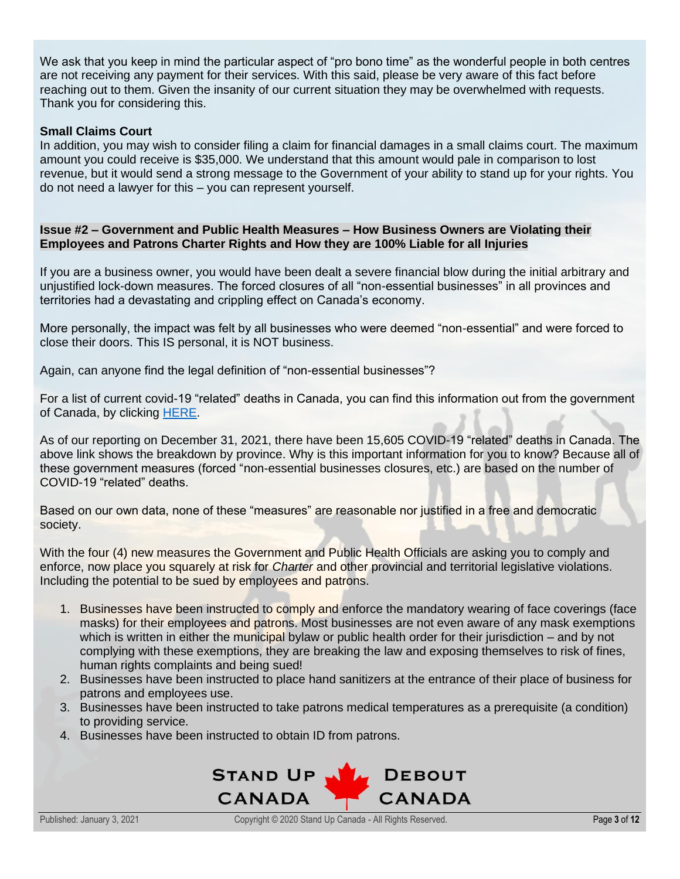We ask that you keep in mind the particular aspect of "pro bono time" as the wonderful people in both centres are not receiving any payment for their services. With this said, please be very aware of this fact before reaching out to them. Given the insanity of our current situation they may be overwhelmed with requests. Thank you for considering this.

**Small Claims Court**

In addition, you may wish to consider filing a claim for financial damages in a small claims court. The maximum amount you could receive is $35,000. We understand that this amount would pale in comparison to lost revenue, but it would send a strong message to the Government of your ability to stand up for your rights. You do not need a lawyer for this – you can represent yourself.

**Issue #2 – Government and Public Health Measures – How Business Owners are Violating their Employees and Patrons Charter Rights and How they are 100% Liable for all Injuries**

If you are a business owner, you would have been dealt a severe financial blow during the initial arbitrary and unjustified lock-down measures. The forced closures of all "non-essential businesses" in all provinces and territories had a devastating and crippling effect on Canada's economy.

More personally, the impact was felt by all businesses who were deemed "non-essential" and were forced to close their doors. This IS personal, it is NOT business.

Again, can anyone find the legal definition of "non-essential businesses"?

For a list of current covid-19 "related" deaths in Canada, you can find this information out from the government of Canada, by clicking HERE.

As of our reporting on December 31, 2021, there have been 15,605 COVID-19 "related" deaths in Canada. The above link shows the breakdown by province. Why is this important information for you to know? Because all of these government measures (forced "non-essential businesses closures, etc.) are based on the number of COVID-19 "related" deaths.

Based on our own data, none of these "measures" are reasonable nor justified in a free and democratic society.

With the four (4) new measures the Government and Public Health Officials are asking you to comply and enforce, now place you squarely at risk for *Charter* and other provincial and territorial legislative violations. Including the potential to be sued by employees and patrons.

1. Businesses have been instructed to comply and enforce the mandatory wearing of face coverings (face masks) for their employees and patrons. Most businesses are not even aware of any mask exemptions which is written in either the municipal bylaw or public health order for their jurisdiction – and by not complying with these exemptions, they are breaking the law and exposing themselves to risk of fines, human rights complaints and being sued!
2. Businesses have been instructed to place hand sanitizers at the entrance of their place of business for patrons and employees use.
3. Businesses have been instructed to take patrons medical temperatures as a prerequisite (a condition) to providing service.
4. Businesses have been instructed to obtain ID from patrons.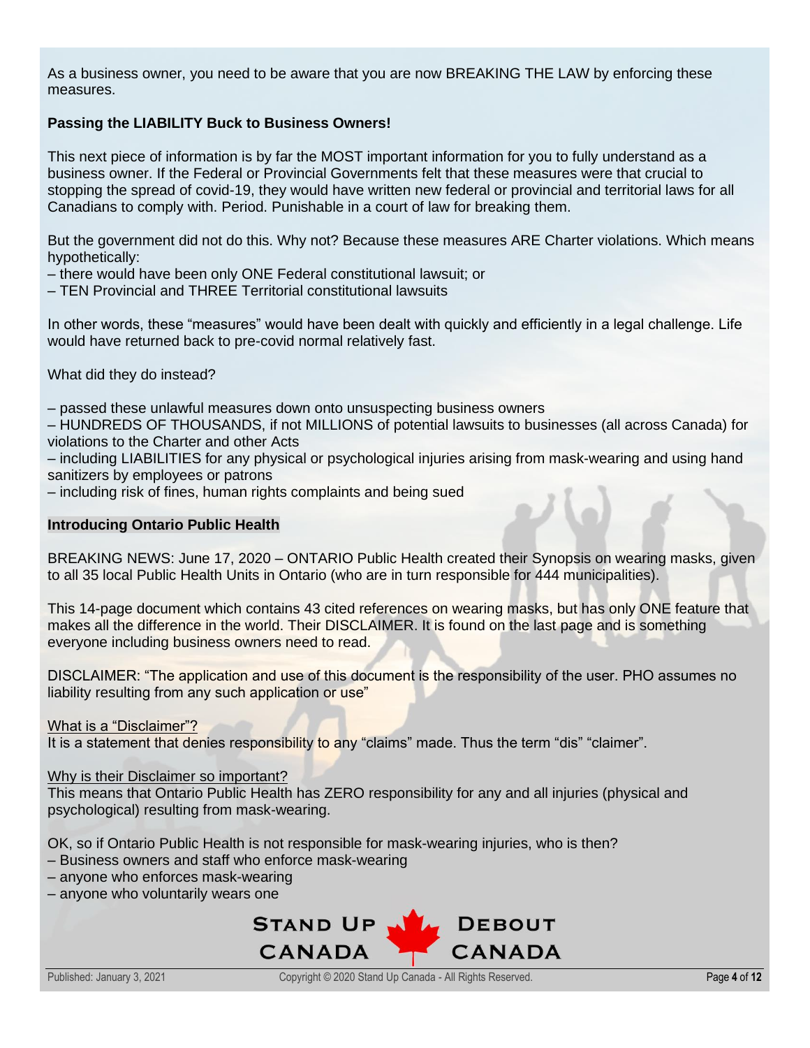As a business owner, you need to be aware that you are now BREAKING THE LAW by enforcing these measures.

**Passing the LIABILITY Buck to Business Owners!**

This next piece of information is by far the MOST important information for you to fully understand as a business owner. If the Federal or Provincial Governments felt that these measures were that crucial to stopping the spread of covid-19, they would have written new federal or provincial and territorial laws for all Canadians to comply with. Period. Punishable in a court of law for breaking them.

But the government did not do this. Why not? Because these measures ARE Charter violations. Which means hypothetically:

– there would have been only ONE Federal constitutional lawsuit; or
– TEN Provincial and THREE Territorial constitutional lawsuits

In other words, these "measures" would have been dealt with quickly and efficiently in a legal challenge. Life would have returned back to pre-covid normal relatively fast.

What did they do instead?

– passed these unlawful measures down onto unsuspecting business owners
– HUNDREDS OF THOUSANDS, if not MILLIONS of potential lawsuits to businesses (all across Canada) for violations to the Charter and other Acts
– including LIABILITIES for any physical or psychological injuries arising from mask-wearing and using hand sanitizers by employees or patrons
– including risk of fines, human rights complaints and being sued

**Introducing Ontario Public Health**

BREAKING NEWS: June 17, 2020 – ONTARIO Public Health created their Synopsis on wearing masks, given to all 35 local Public Health Units in Ontario (who are in turn responsible for 444 municipalities).

This 14-page document which contains 43 cited references on wearing masks, but has only ONE feature that makes all the difference in the world. Their DISCLAIMER. It is found on the last page and is something everyone including business owners need to read.

DISCLAIMER: "The application and use of this document is the responsibility of the user. PHO assumes no liability resulting from any such application or use"

<u>What is a "Disclaimer"?</u>
It is a statement that denies responsibility to any "claims" made. Thus the term "dis" "claimer".

<u>Why is their Disclaimer so important?</u>
This means that Ontario Public Health has ZERO responsibility for any and all injuries (physical and psychological) resulting from mask-wearing.

OK, so if Ontario Public Health is not responsible for mask-wearing injuries, who is then?
– Business owners and staff who enforce mask-wearing
– anyone who enforces mask-wearing
– anyone who voluntarily wears one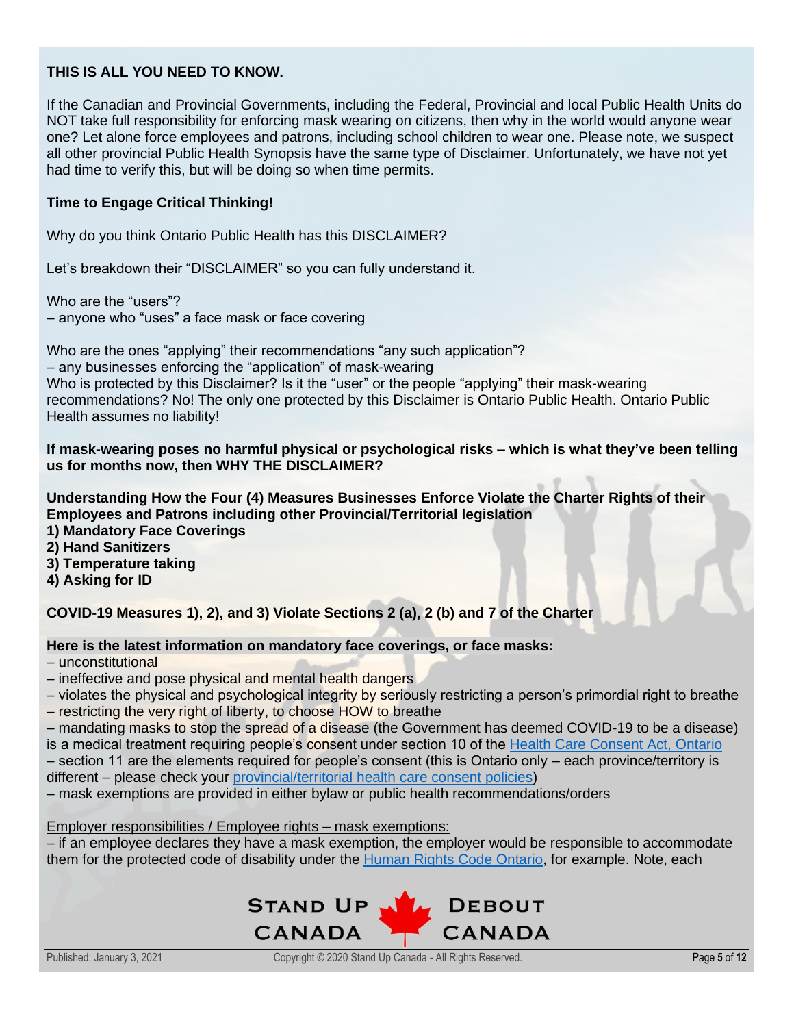**THIS IS ALL YOU NEED TO KNOW.**

If the Canadian and Provincial Governments, including the Federal, Provincial and local Public Health Units do NOT take full responsibility for enforcing mask wearing on citizens, then why in the world would anyone wear one? Let alone force employees and patrons, including school children to wear one. Please note, we suspect all other provincial Public Health Synopsis have the same type of Disclaimer. Unfortunately, we have not yet had time to verify this, but will be doing so when time permits.

**Time to Engage Critical Thinking!**

Why do you think Ontario Public Health has this DISCLAIMER?

Let's breakdown their "DISCLAIMER" so you can fully understand it.

Who are the "users"?
– anyone who "uses" a face mask or face covering

Who are the ones "applying" their recommendations "any such application"?
– any businesses enforcing the "application" of mask-wearing
Who is protected by this Disclaimer? Is it the "user" or the people "applying" their mask-wearing recommendations? No! The only one protected by this Disclaimer is Ontario Public Health. Ontario Public Health assumes no liability!

**If mask-wearing poses no harmful physical or psychological risks – which is what they've been telling us for months now, then WHY THE DISCLAIMER?**

**Understanding How the Four (4) Measures Businesses Enforce Violate the Charter Rights of their Employees and Patrons including other Provincial/Territorial legislation**
**1) Mandatory Face Coverings**
**2) Hand Sanitizers**
**3) Temperature taking**
**4) Asking for ID**

**COVID-19 Measures 1), 2), and 3) Violate Sections 2 (a), 2 (b) and 7 of the Charter**

**Here is the latest information on mandatory face coverings, or face masks:**
– unconstitutional
– ineffective and pose physical and mental health dangers
– violates the physical and psychological integrity by seriously restricting a person's primordial right to breathe
– restricting the very right of liberty, to choose HOW to breathe
– mandating masks to stop the spread of a disease (the Government has deemed COVID-19 to be a disease) is a medical treatment requiring people's consent under section 10 of the Health Care Consent Act, Ontario
– section 11 are the elements required for people's consent (this is Ontario only – each province/territory is different – please check your provincial/territorial health care consent policies)
– mask exemptions are provided in either bylaw or public health recommendations/orders

Employer responsibilities / Employee rights – mask exemptions:
– if an employee declares they have a mask exemption, the employer would be responsible to accommodate them for the protected code of disability under the Human Rights Code Ontario, for example. Note, each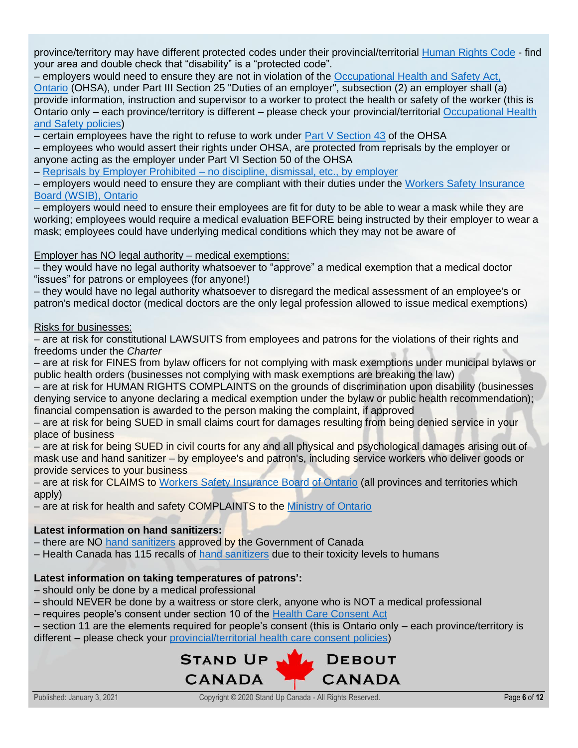province/territory may have different protected codes under their provincial/territorial Human Rights Code - find your area and double check that "disability" is a "protected code".

– employers would need to ensure they are not in violation of the Occupational Health and Safety Act, Ontario (OHSA), under Part III Section 25 "Duties of an employer", subsection (2) an employer shall (a) provide information, instruction and supervisor to a worker to protect the health or safety of the worker (this is Ontario only – each province/territory is different – please check your provincial/territorial Occupational Health and Safety policies)

– certain employees have the right to refuse to work under Part V Section 43 of the OHSA

– employees who would assert their rights under OHSA, are protected from reprisals by the employer or anyone acting as the employer under Part VI Section 50 of the OHSA

– Reprisals by Employer Prohibited – no discipline, dismissal, etc., by employer

– employers would need to ensure they are compliant with their duties under the Workers Safety Insurance Board (WSIB), Ontario

– employers would need to ensure their employees are fit for duty to be able to wear a mask while they are working; employees would require a medical evaluation BEFORE being instructed by their employer to wear a mask; employees could have underlying medical conditions which they may not be aware of

Employer has NO legal authority – medical exemptions:

– they would have no legal authority whatsoever to "approve" a medical exemption that a medical doctor "issues" for patrons or employees (for anyone!)

– they would have no legal authority whatsoever to disregard the medical assessment of an employee's or patron's medical doctor (medical doctors are the only legal profession allowed to issue medical exemptions)

Risks for businesses:

– are at risk for constitutional LAWSUITS from employees and patrons for the violations of their rights and freedoms under the *Charter*

– are at risk for FINES from bylaw officers for not complying with mask exemptions under municipal bylaws or public health orders (businesses not complying with mask exemptions are breaking the law)

– are at risk for HUMAN RIGHTS COMPLAINTS on the grounds of discrimination upon disability (businesses denying service to anyone declaring a medical exemption under the bylaw or public health recommendation); financial compensation is awarded to the person making the complaint, if approved

– are at risk for being SUED in small claims court for damages resulting from being denied service in your place of business

– are at risk for being SUED in civil courts for any and all physical and psychological damages arising out of mask use and hand sanitizer – by employee's and patron's, including service workers who deliver goods or provide services to your business

– are at risk for CLAIMS to Workers Safety Insurance Board of Ontario (all provinces and territories which apply)

– are at risk for health and safety COMPLAINTS to the Ministry of Ontario

**Latest information on hand sanitizers:**

– there are NO hand sanitizers approved by the Government of Canada

– Health Canada has 115 recalls of hand sanitizers due to their toxicity levels to humans

**Latest information on taking temperatures of patrons':**

– should only be done by a medical professional

– should NEVER be done by a waitress or store clerk, anyone who is NOT a medical professional

– requires people's consent under section 10 of the Health Care Consent Act

– section 11 are the elements required for people's consent (this is Ontario only – each province/territory is different – please check your provincial/territorial health care consent policies)

STAND UP CANADA DEBOUT CANADA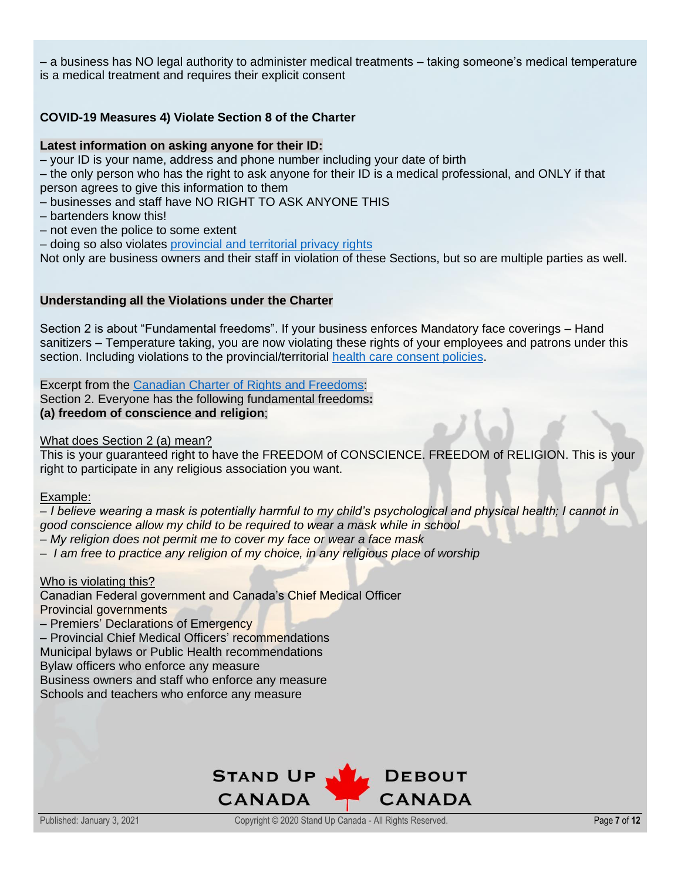– a business has NO legal authority to administer medical treatments – taking someone's medical temperature is a medical treatment and requires their explicit consent

**COVID-19 Measures 4) Violate Section 8 of the Charter**

**Latest information on asking anyone for their ID:**

– your ID is your name, address and phone number including your date of birth
– the only person who has the right to ask anyone for their ID is a medical professional, and ONLY if that person agrees to give this information to them
– businesses and staff have NO RIGHT TO ASK ANYONE THIS
– bartenders know this!
– not even the police to some extent
– doing so also violates provincial and territorial privacy rights

Not only are business owners and their staff in violation of these Sections, but so are multiple parties as well.

**Understanding all the Violations under the Charter**

Section 2 is about "Fundamental freedoms". If your business enforces Mandatory face coverings – Hand sanitizers – Temperature taking, you are now violating these rights of your employees and patrons under this section. Including violations to the provincial/territorial health care consent policies.

Excerpt from the Canadian Charter of Rights and Freedoms:
Section 2. Everyone has the following fundamental freedoms**:**
**(a) freedom of conscience and religion**;

What does Section 2 (a) mean?
This is your guaranteed right to have the FREEDOM of CONSCIENCE. FREEDOM of RELIGION. This is your right to participate in any religious association you want.

Example:
– *I believe wearing a mask is potentially harmful to my child's psychological and physical health; I cannot in good conscience allow my child to be required to wear a mask while in school*
– *My religion does not permit me to cover my face or wear a face mask*
– *I am free to practice any religion of my choice, in any religious place of worship*

Who is violating this?
Canadian Federal government and Canada's Chief Medical Officer
Provincial governments
– Premiers' Declarations of Emergency
– Provincial Chief Medical Officers' recommendations
Municipal bylaws or Public Health recommendations
Bylaw officers who enforce any measure
Business owners and staff who enforce any measure
Schools and teachers who enforce any measure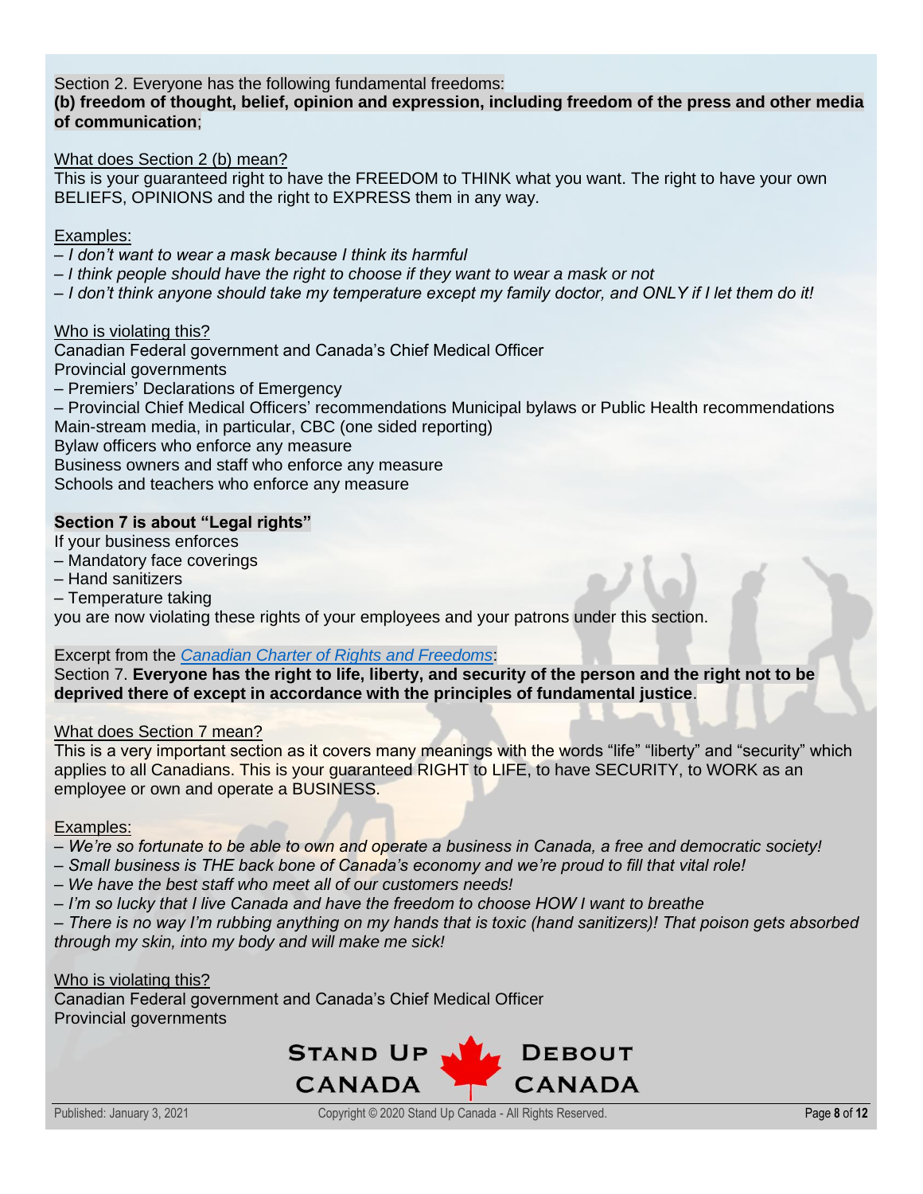Section 2. Everyone has the following fundamental freedoms:
**(b) freedom of thought, belief, opinion and expression, including freedom of the press and other media of communication**;

What does Section 2 (b) mean?
This is your guaranteed right to have the FREEDOM to THINK what you want. The right to have your own BELIEFS, OPINIONS and the right to EXPRESS them in any way.

Examples:
– *I don't want to wear a mask because I think its harmful*
– *I think people should have the right to choose if they want to wear a mask or not*
– *I don't think anyone should take my temperature except my family doctor, and ONLY if I let them do it!*

Who is violating this?
Canadian Federal government and Canada's Chief Medical Officer
Provincial governments
– Premiers' Declarations of Emergency
– Provincial Chief Medical Officers' recommendations Municipal bylaws or Public Health recommendations
Main-stream media, in particular, CBC (one sided reporting)
Bylaw officers who enforce any measure
Business owners and staff who enforce any measure
Schools and teachers who enforce any measure

**Section 7 is about "Legal rights"**
If your business enforces
– Mandatory face coverings
– Hand sanitizers
– Temperature taking
you are now violating these rights of your employees and your patrons under this section.

Excerpt from the *Canadian Charter of Rights and Freedoms*:
Section 7. **Everyone has the right to life, liberty, and security of the person and the right not to be deprived there of except in accordance with the principles of fundamental justice**.

What does Section 7 mean?
This is a very important section as it covers many meanings with the words "life" "liberty" and "security" which applies to all Canadians. This is your guaranteed RIGHT to LIFE, to have SECURITY, to WORK as an employee or own and operate a BUSINESS.

Examples:
– *We're so fortunate to be able to own and operate a business in Canada, a free and democratic society!*
– *Small business is THE back bone of Canada's economy and we're proud to fill that vital role!*
– *We have the best staff who meet all of our customers needs!*
– *I'm so lucky that I live Canada and have the freedom to choose HOW I want to breathe*
– *There is no way I'm rubbing anything on my hands that is toxic (hand sanitizers)! That poison gets absorbed through my skin, into my body and will make me sick!*

Who is violating this?
Canadian Federal government and Canada's Chief Medical Officer
Provincial governments

STAND UP CANADA DEBOUT CANADA

Published: January 3, 2021 Copyright © 2020 Stand Up Canada - All Rights Reserved.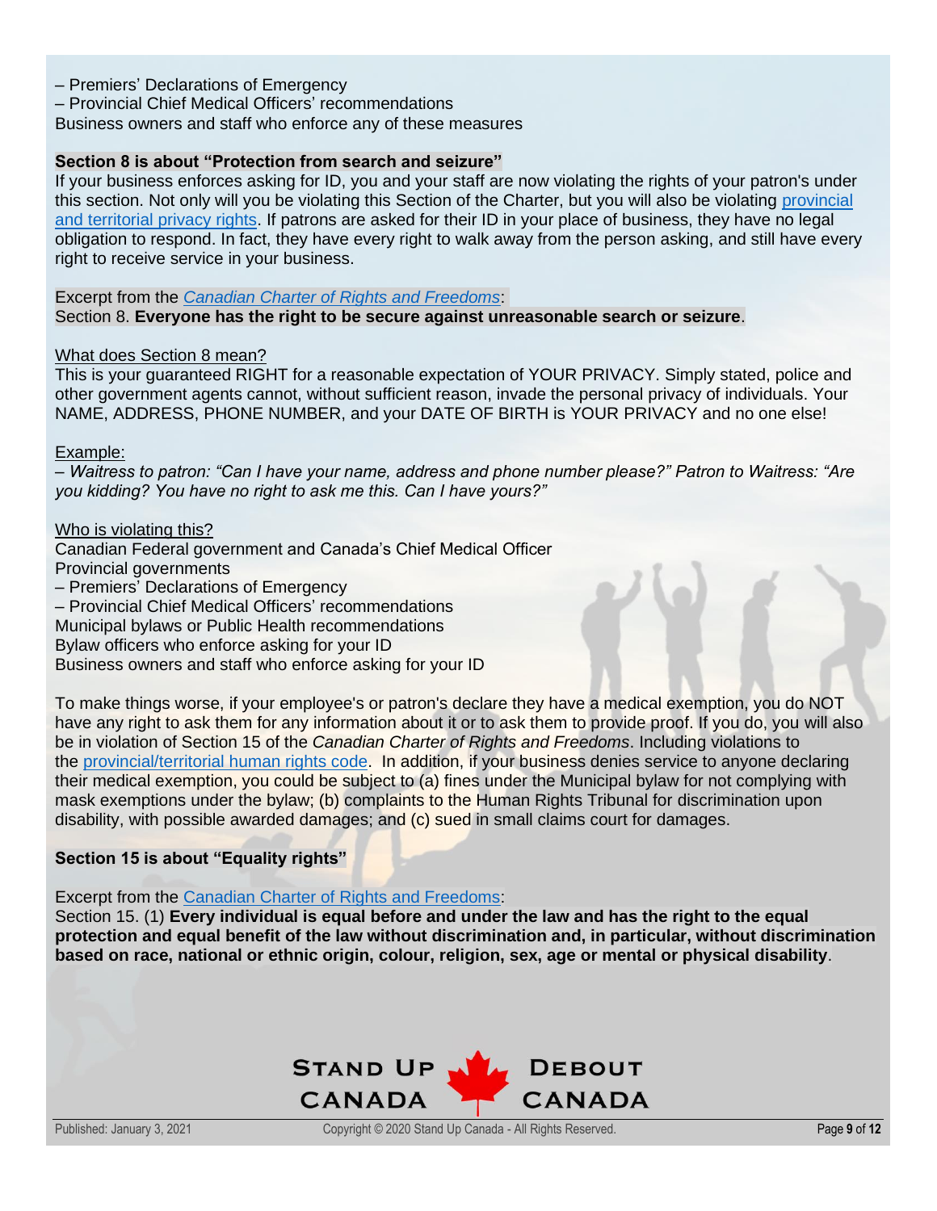– Premiers' Declarations of Emergency
– Provincial Chief Medical Officers' recommendations
Business owners and staff who enforce any of these measures

**Section 8 is about "Protection from search and seizure"**

If your business enforces asking for ID, you and your staff are now violating the rights of your patron's under this section. Not only will you be violating this Section of the Charter, but you will also be violating provincial and territorial privacy rights. If patrons are asked for their ID in your place of business, they have no legal obligation to respond. In fact, they have every right to walk away from the person asking, and still have every right to receive service in your business.

Excerpt from the *Canadian Charter of Rights and Freedoms*:
Section 8. **Everyone has the right to be secure against unreasonable search or seizure**.

What does Section 8 mean?
This is your guaranteed RIGHT for a reasonable expectation of YOUR PRIVACY. Simply stated, police and other government agents cannot, without sufficient reason, invade the personal privacy of individuals. Your NAME, ADDRESS, PHONE NUMBER, and your DATE OF BIRTH is YOUR PRIVACY and no one else!

Example:
*– Waitress to patron: "Can I have your name, address and phone number please?" Patron to Waitress: "Are you kidding? You have no right to ask me this. Can I have yours?"*

Who is violating this?
Canadian Federal government and Canada's Chief Medical Officer
Provincial governments
– Premiers' Declarations of Emergency
– Provincial Chief Medical Officers' recommendations
Municipal bylaws or Public Health recommendations
Bylaw officers who enforce asking for your ID
Business owners and staff who enforce asking for your ID

To make things worse, if your employee's or patron's declare they have a medical exemption, you do NOT have any right to ask them for any information about it or to ask them to provide proof. If you do, you will also be in violation of Section 15 of the *Canadian Charter of Rights and Freedoms*. Including violations to the provincial/territorial human rights code. In addition, if your business denies service to anyone declaring their medical exemption, you could be subject to (a) fines under the Municipal bylaw for not complying with mask exemptions under the bylaw; (b) complaints to the Human Rights Tribunal for discrimination upon disability, with possible awarded damages; and (c) sued in small claims court for damages.

**Section 15 is about "Equality rights"**

Excerpt from the Canadian Charter of Rights and Freedoms:
Section 15. (1) **Every individual is equal before and under the law and has the right to the equal protection and equal benefit of the law without discrimination and, in particular, without discrimination based on race, national or ethnic origin, colour, religion, sex, age or mental or physical disability**.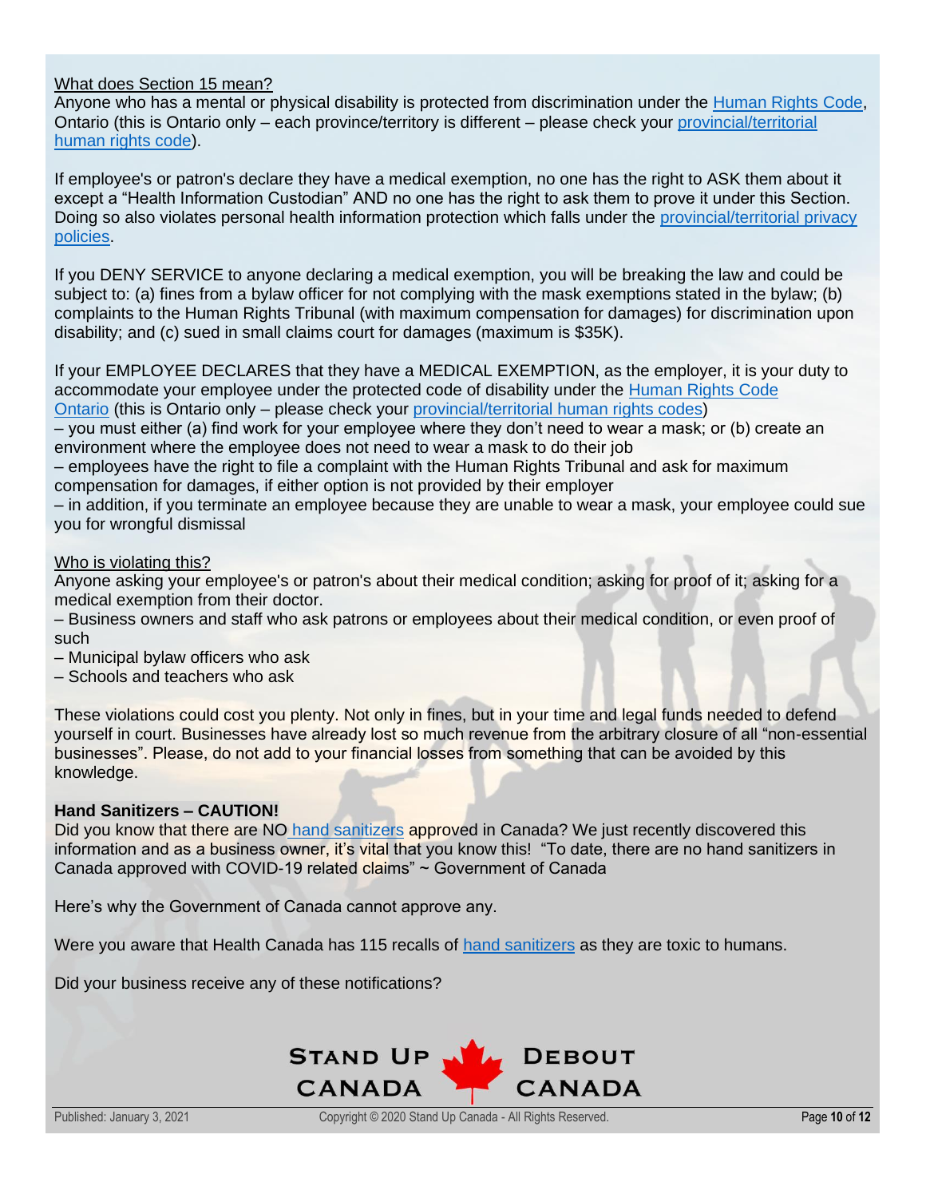What does Section 15 mean?

Anyone who has a mental or physical disability is protected from discrimination under the Human Rights Code, Ontario (this is Ontario only – each province/territory is different – please check your provincial/territorial human rights code).

If employee's or patron's declare they have a medical exemption, no one has the right to ASK them about it except a "Health Information Custodian" AND no one has the right to ask them to prove it under this Section. Doing so also violates personal health information protection which falls under the provincial/territorial privacy policies.

If you DENY SERVICE to anyone declaring a medical exemption, you will be breaking the law and could be subject to: (a) fines from a bylaw officer for not complying with the mask exemptions stated in the bylaw; (b) complaints to the Human Rights Tribunal (with maximum compensation for damages) for discrimination upon disability; and (c) sued in small claims court for damages (maximum is $35K).

If your EMPLOYEE DECLARES that they have a MEDICAL EXEMPTION, as the employer, it is your duty to accommodate your employee under the protected code of disability under the Human Rights Code Ontario (this is Ontario only – please check your provincial/territorial human rights codes)

– you must either (a) find work for your employee where they don't need to wear a mask; or (b) create an environment where the employee does not need to wear a mask to do their job

– employees have the right to file a complaint with the Human Rights Tribunal and ask for maximum compensation for damages, if either option is not provided by their employer

– in addition, if you terminate an employee because they are unable to wear a mask, your employee could sue you for wrongful dismissal

Who is violating this?

Anyone asking your employee's or patron's about their medical condition; asking for proof of it; asking for a medical exemption from their doctor.

– Business owners and staff who ask patrons or employees about their medical condition, or even proof of such

– Municipal bylaw officers who ask

– Schools and teachers who ask

These violations could cost you plenty. Not only in fines, but in your time and legal funds needed to defend yourself in court. Businesses have already lost so much revenue from the arbitrary closure of all "non-essential businesses". Please, do not add to your financial losses from something that can be avoided by this knowledge.

**Hand Sanitizers – CAUTION!**

Did you know that there are NO hand sanitizers approved in Canada? We just recently discovered this information and as a business owner, it's vital that you know this! "To date, there are no hand sanitizers in Canada approved with COVID-19 related claims" ~ Government of Canada

Here's why the Government of Canada cannot approve any.

Were you aware that Health Canada has 115 recalls of hand sanitizers as they are toxic to humans.

Did your business receive any of these notifications?

Stand Up Canada | Debout Canada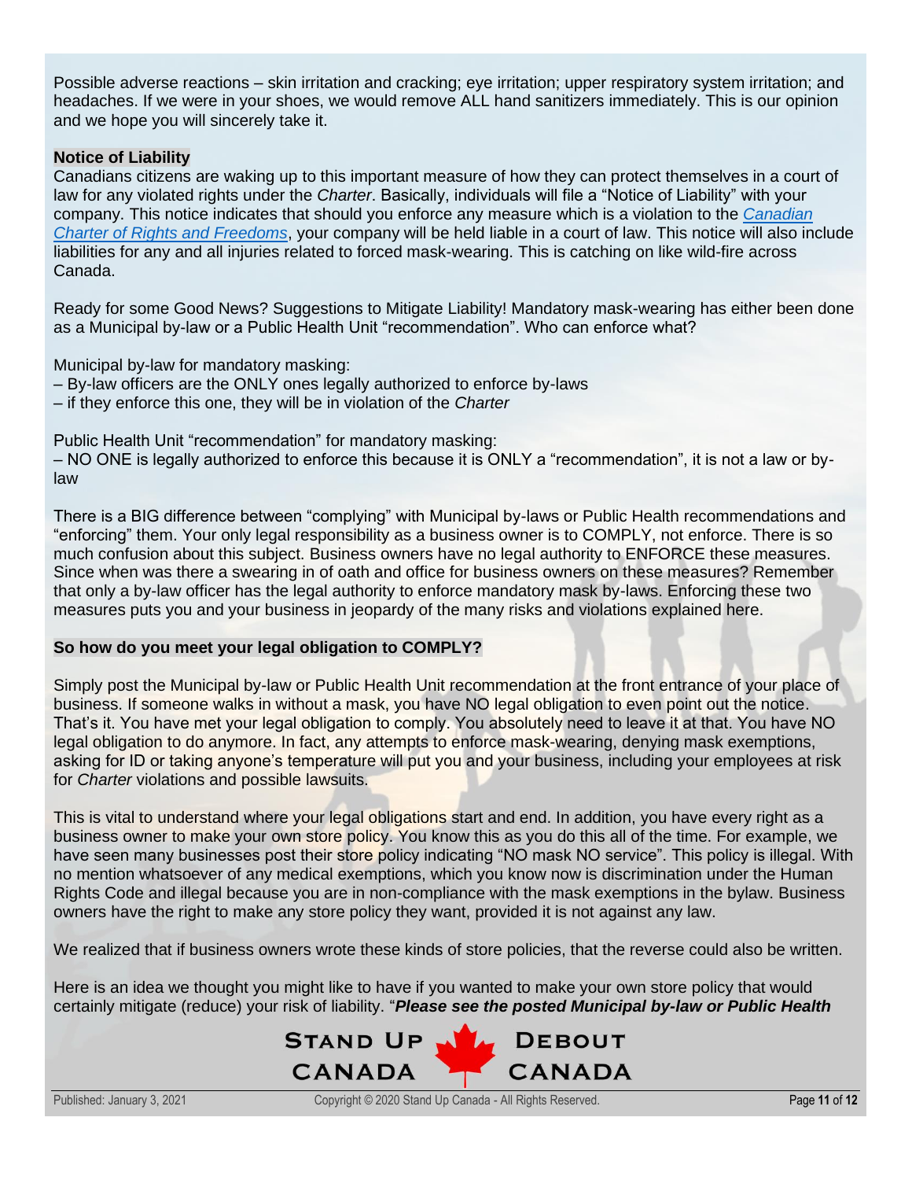Possible adverse reactions – skin irritation and cracking; eye irritation; upper respiratory system irritation; and headaches. If we were in your shoes, we would remove ALL hand sanitizers immediately. This is our opinion and we hope you will sincerely take it.

**Notice of Liability**

Canadians citizens are waking up to this important measure of how they can protect themselves in a court of law for any violated rights under the *Charter*. Basically, individuals will file a "Notice of Liability" with your company. This notice indicates that should you enforce any measure which is a violation to the *Canadian Charter of Rights and Freedoms*, your company will be held liable in a court of law. This notice will also include liabilities for any and all injuries related to forced mask-wearing. This is catching on like wild-fire across Canada.

Ready for some Good News? Suggestions to Mitigate Liability! Mandatory mask-wearing has either been done as a Municipal by-law or a Public Health Unit "recommendation". Who can enforce what?

Municipal by-law for mandatory masking:
– By-law officers are the ONLY ones legally authorized to enforce by-laws
– if they enforce this one, they will be in violation of the *Charter*

Public Health Unit "recommendation" for mandatory masking:
– NO ONE is legally authorized to enforce this because it is ONLY a "recommendation", it is not a law or by-law

There is a BIG difference between "complying" with Municipal by-laws or Public Health recommendations and "enforcing" them. Your only legal responsibility as a business owner is to COMPLY, not enforce. There is so much confusion about this subject. Business owners have no legal authority to ENFORCE these measures. Since when was there a swearing in of oath and office for business owners on these measures? Remember that only a by-law officer has the legal authority to enforce mandatory mask by-laws. Enforcing these two measures puts you and your business in jeopardy of the many risks and violations explained here.

**So how do you meet your legal obligation to COMPLY?**

Simply post the Municipal by-law or Public Health Unit recommendation at the front entrance of your place of business. If someone walks in without a mask, you have NO legal obligation to even point out the notice. That's it. You have met your legal obligation to comply. You absolutely need to leave it at that. You have NO legal obligation to do anymore. In fact, any attempts to enforce mask-wearing, denying mask exemptions, asking for ID or taking anyone's temperature will put you and your business, including your employees at risk for *Charter* violations and possible lawsuits.

This is vital to understand where your legal obligations start and end. In addition, you have every right as a business owner to make your own store policy. You know this as you do this all of the time. For example, we have seen many businesses post their store policy indicating "NO mask NO service". This policy is illegal. With no mention whatsoever of any medical exemptions, which you know now is discrimination under the Human Rights Code and illegal because you are in non-compliance with the mask exemptions in the bylaw. Business owners have the right to make any store policy they want, provided it is not against any law.

We realized that if business owners wrote these kinds of store policies, that the reverse could also be written.

Here is an idea we thought you might like to have if you wanted to make your own store policy that would certainly mitigate (reduce) your risk of liability. "***Please see the posted Municipal by-law or Public Health***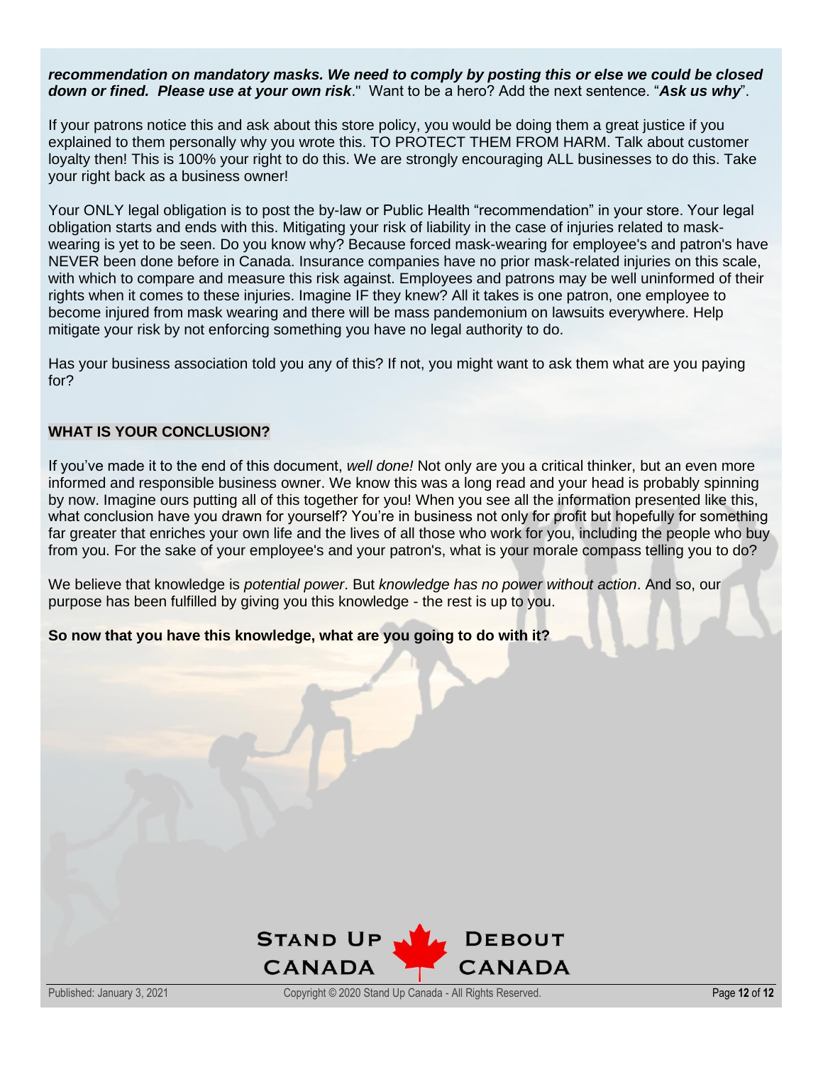***recommendation on mandatory masks. We need to comply by posting this or else we could be closed down or fined. Please use at your own risk***." Want to be a hero? Add the next sentence. "***Ask us why***".

If your patrons notice this and ask about this store policy, you would be doing them a great justice if you explained to them personally why you wrote this. TO PROTECT THEM FROM HARM. Talk about customer loyalty then! This is 100% your right to do this. We are strongly encouraging ALL businesses to do this. Take your right back as a business owner!

Your ONLY legal obligation is to post the by-law or Public Health "recommendation" in your store. Your legal obligation starts and ends with this. Mitigating your risk of liability in the case of injuries related to mask-wearing is yet to be seen. Do you know why? Because forced mask-wearing for employee's and patron's have NEVER been done before in Canada. Insurance companies have no prior mask-related injuries on this scale, with which to compare and measure this risk against. Employees and patrons may be well uninformed of their rights when it comes to these injuries. Imagine IF they knew? All it takes is one patron, one employee to become injured from mask wearing and there will be mass pandemonium on lawsuits everywhere. Help mitigate your risk by not enforcing something you have no legal authority to do.

Has your business association told you any of this? If not, you might want to ask them what are you paying for?

## WHAT IS YOUR CONCLUSION?

If you've made it to the end of this document, *well done!* Not only are you a critical thinker, but an even more informed and responsible business owner. We know this was a long read and your head is probably spinning by now. Imagine ours putting all of this together for you! When you see all the information presented like this, what conclusion have you drawn for yourself? You're in business not only for profit but hopefully for something far greater that enriches your own life and the lives of all those who work for you, including the people who buy from you. For the sake of your employee's and your patron's, what is your morale compass telling you to do?

We believe that knowledge is *potential power*. But *knowledge has no power without action*. And so, our purpose has been fulfilled by giving you this knowledge - the rest is up to you.

**So now that you have this knowledge, what are you going to do with it?**

STAND UP CANADA DEBOUT CANADA

Published: January 3, 2021

Copyright © 2020 Stand Up Canada - All Rights Reserved.